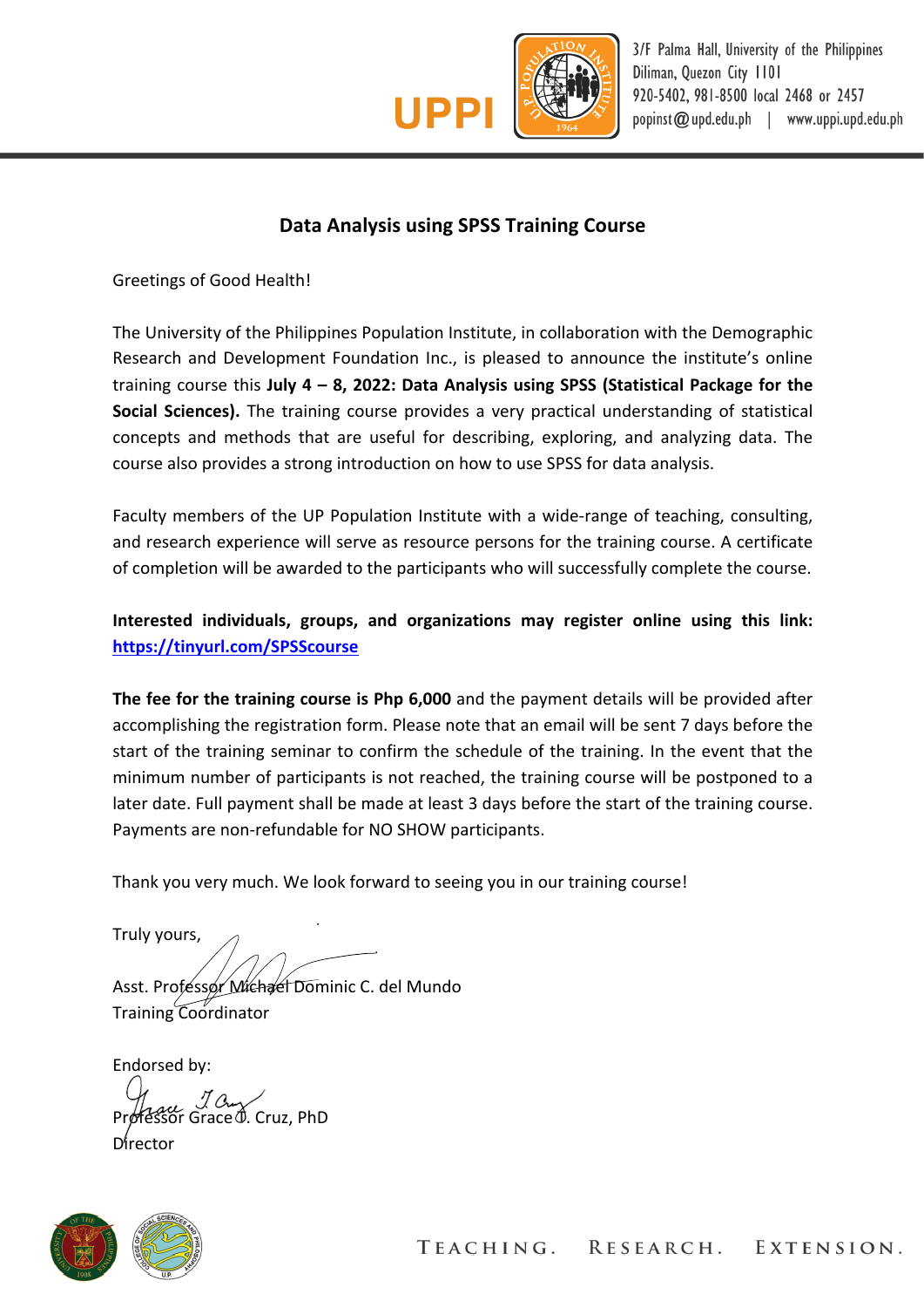UPPI

3/F Palma Hall, University of the Philippines
Diliman, Quezon City 1101
920-5402, 981-8500 local 2468 or 2457
popinst@upd.edu.ph | www.uppi.upd.edu.ph

## Data Analysis using SPSS Training Course

Greetings of Good Health!

The University of the Philippines Population Institute, in collaboration with the Demographic Research and Development Foundation Inc., is pleased to announce the institute's online training course this **July 4 – 8, 2022: Data Analysis using SPSS (Statistical Package for the Social Sciences).** The training course provides a very practical understanding of statistical concepts and methods that are useful for describing, exploring, and analyzing data. The course also provides a strong introduction on how to use SPSS for data analysis.

Faculty members of the UP Population Institute with a wide-range of teaching, consulting, and research experience will serve as resource persons for the training course. A certificate of completion will be awarded to the participants who will successfully complete the course.

**Interested individuals, groups, and organizations may register online using this link: https://tinyurl.com/SPSScourse**

**The fee for the training course is Php 6,000** and the payment details will be provided after accomplishing the registration form. Please note that an email will be sent 7 days before the start of the training seminar to confirm the schedule of the training. In the event that the minimum number of participants is not reached, the training course will be postponed to a later date. Full payment shall be made at least 3 days before the start of the training course. Payments are non-refundable for NO SHOW participants.

Thank you very much. We look forward to seeing you in our training course!

Truly yours,

Asst. Professor Michael Dominic C. del Mundo
Training Coordinator

Endorsed by:

Professor Grace T. Cruz, PhD
Director

TEACHING. RESEARCH. EXTENSION.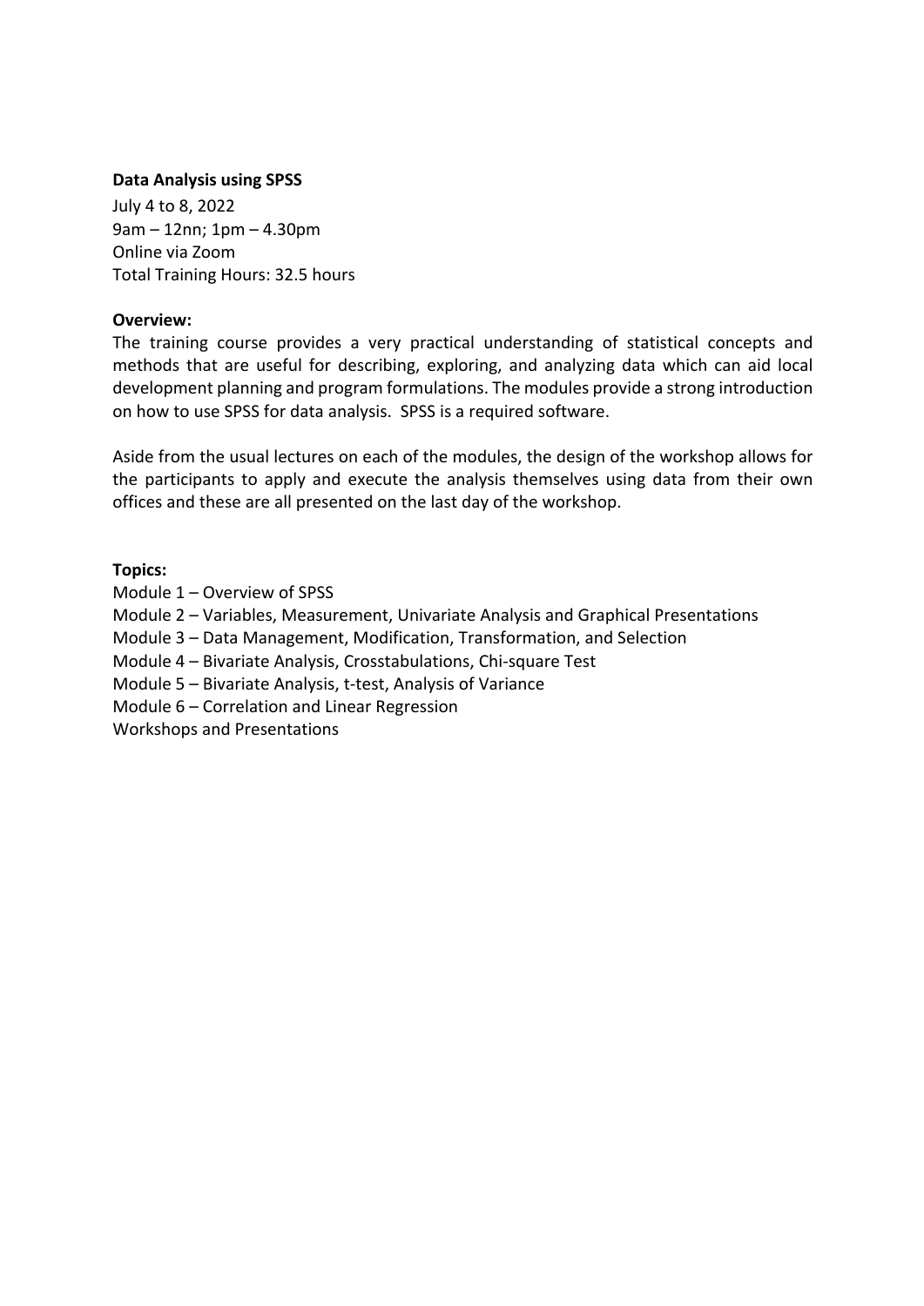**Data Analysis using SPSS**

July 4 to 8, 2022
9am – 12nn; 1pm – 4.30pm
Online via Zoom
Total Training Hours: 32.5 hours

**Overview:**

The training course provides a very practical understanding of statistical concepts and methods that are useful for describing, exploring, and analyzing data which can aid local development planning and program formulations. The modules provide a strong introduction on how to use SPSS for data analysis. SPSS is a required software.

Aside from the usual lectures on each of the modules, the design of the workshop allows for the participants to apply and execute the analysis themselves using data from their own offices and these are all presented on the last day of the workshop.

**Topics:**

Module 1 – Overview of SPSS
Module 2 – Variables, Measurement, Univariate Analysis and Graphical Presentations
Module 3 – Data Management, Modification, Transformation, and Selection
Module 4 – Bivariate Analysis, Crosstabulations, Chi-square Test
Module 5 – Bivariate Analysis, t-test, Analysis of Variance
Module 6 – Correlation and Linear Regression
Workshops and Presentations